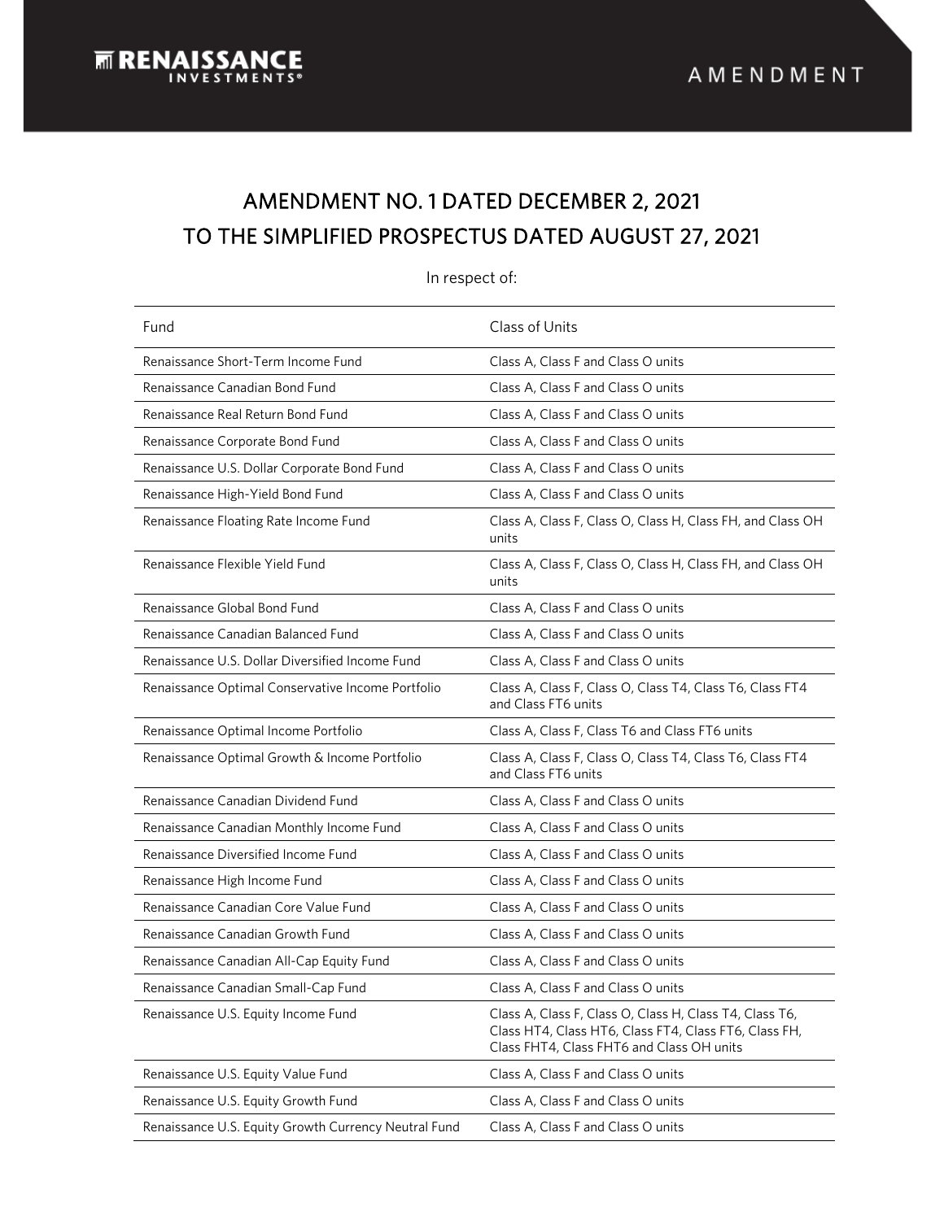RENAISSANCE INVESTMENTS®

AMENDMENT

# AMENDMENT NO. 1 DATED DECEMBER 2, 2021
# TO THE SIMPLIFIED PROSPECTUS DATED AUGUST 27, 2021

In respect of:

| Fund | Class of Units |
|---|---|
| Renaissance Short-Term Income Fund | Class A, Class F and Class O units |
| Renaissance Canadian Bond Fund | Class A, Class F and Class O units |
| Renaissance Real Return Bond Fund | Class A, Class F and Class O units |
| Renaissance Corporate Bond Fund | Class A, Class F and Class O units |
| Renaissance U.S. Dollar Corporate Bond Fund | Class A, Class F and Class O units |
| Renaissance High-Yield Bond Fund | Class A, Class F and Class O units |
| Renaissance Floating Rate Income Fund | Class A, Class F, Class O, Class H, Class FH, and Class OH units |
| Renaissance Flexible Yield Fund | Class A, Class F, Class O, Class H, Class FH, and Class OH units |
| Renaissance Global Bond Fund | Class A, Class F and Class O units |
| Renaissance Canadian Balanced Fund | Class A, Class F and Class O units |
| Renaissance U.S. Dollar Diversified Income Fund | Class A, Class F and Class O units |
| Renaissance Optimal Conservative Income Portfolio | Class A, Class F, Class O, Class T4, Class T6, Class FT4 and Class FT6 units |
| Renaissance Optimal Income Portfolio | Class A, Class F, Class T6 and Class FT6 units |
| Renaissance Optimal Growth & Income Portfolio | Class A, Class F, Class O, Class T4, Class T6, Class FT4 and Class FT6 units |
| Renaissance Canadian Dividend Fund | Class A, Class F and Class O units |
| Renaissance Canadian Monthly Income Fund | Class A, Class F and Class O units |
| Renaissance Diversified Income Fund | Class A, Class F and Class O units |
| Renaissance High Income Fund | Class A, Class F and Class O units |
| Renaissance Canadian Core Value Fund | Class A, Class F and Class O units |
| Renaissance Canadian Growth Fund | Class A, Class F and Class O units |
| Renaissance Canadian All-Cap Equity Fund | Class A, Class F and Class O units |
| Renaissance Canadian Small-Cap Fund | Class A, Class F and Class O units |
| Renaissance U.S. Equity Income Fund | Class A, Class F, Class O, Class H, Class T4, Class T6, Class HT4, Class HT6, Class FT4, Class FT6, Class FH, Class FHT4, Class FHT6 and Class OH units |
| Renaissance U.S. Equity Value Fund | Class A, Class F and Class O units |
| Renaissance U.S. Equity Growth Fund | Class A, Class F and Class O units |
| Renaissance U.S. Equity Growth Currency Neutral Fund | Class A, Class F and Class O units |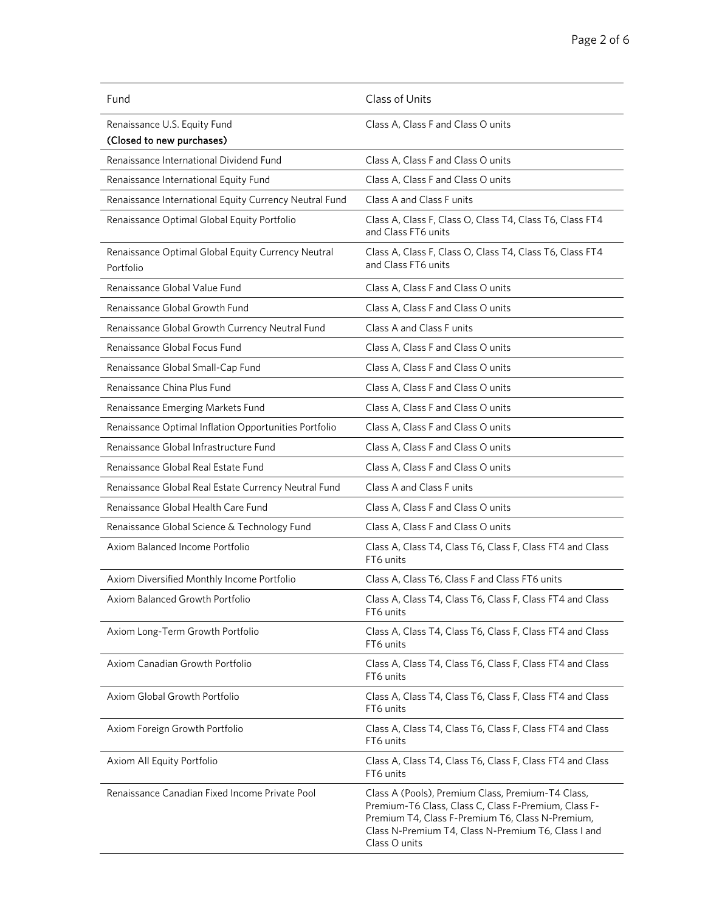| Fund | Class of Units |
|---|---|
| Renaissance U.S. Equity Fund<br>**(Closed to new purchases)** | Class A, Class F and Class O units |
| Renaissance International Dividend Fund | Class A, Class F and Class O units |
| Renaissance International Equity Fund | Class A, Class F and Class O units |
| Renaissance International Equity Currency Neutral Fund | Class A and Class F units |
| Renaissance Optimal Global Equity Portfolio | Class A, Class F, Class O, Class T4, Class T6, Class FT4 and Class FT6 units |
| Renaissance Optimal Global Equity Currency Neutral Portfolio | Class A, Class F, Class O, Class T4, Class T6, Class FT4 and Class FT6 units |
| Renaissance Global Value Fund | Class A, Class F and Class O units |
| Renaissance Global Growth Fund | Class A, Class F and Class O units |
| Renaissance Global Growth Currency Neutral Fund | Class A and Class F units |
| Renaissance Global Focus Fund | Class A, Class F and Class O units |
| Renaissance Global Small-Cap Fund | Class A, Class F and Class O units |
| Renaissance China Plus Fund | Class A, Class F and Class O units |
| Renaissance Emerging Markets Fund | Class A, Class F and Class O units |
| Renaissance Optimal Inflation Opportunities Portfolio | Class A, Class F and Class O units |
| Renaissance Global Infrastructure Fund | Class A, Class F and Class O units |
| Renaissance Global Real Estate Fund | Class A, Class F and Class O units |
| Renaissance Global Real Estate Currency Neutral Fund | Class A and Class F units |
| Renaissance Global Health Care Fund | Class A, Class F and Class O units |
| Renaissance Global Science & Technology Fund | Class A, Class F and Class O units |
| Axiom Balanced Income Portfolio | Class A, Class T4, Class T6, Class F, Class FT4 and Class FT6 units |
| Axiom Diversified Monthly Income Portfolio | Class A, Class T6, Class F and Class FT6 units |
| Axiom Balanced Growth Portfolio | Class A, Class T4, Class T6, Class F, Class FT4 and Class FT6 units |
| Axiom Long-Term Growth Portfolio | Class A, Class T4, Class T6, Class F, Class FT4 and Class FT6 units |
| Axiom Canadian Growth Portfolio | Class A, Class T4, Class T6, Class F, Class FT4 and Class FT6 units |
| Axiom Global Growth Portfolio | Class A, Class T4, Class T6, Class F, Class FT4 and Class FT6 units |
| Axiom Foreign Growth Portfolio | Class A, Class T4, Class T6, Class F, Class FT4 and Class FT6 units |
| Axiom All Equity Portfolio | Class A, Class T4, Class T6, Class F, Class FT4 and Class FT6 units |
| Renaissance Canadian Fixed Income Private Pool | Class A (Pools), Premium Class, Premium-T4 Class, Premium-T6 Class, Class C, Class F-Premium, Class F-Premium T4, Class F-Premium T6, Class N-Premium, Class N-Premium T4, Class N-Premium T6, Class I and Class O units |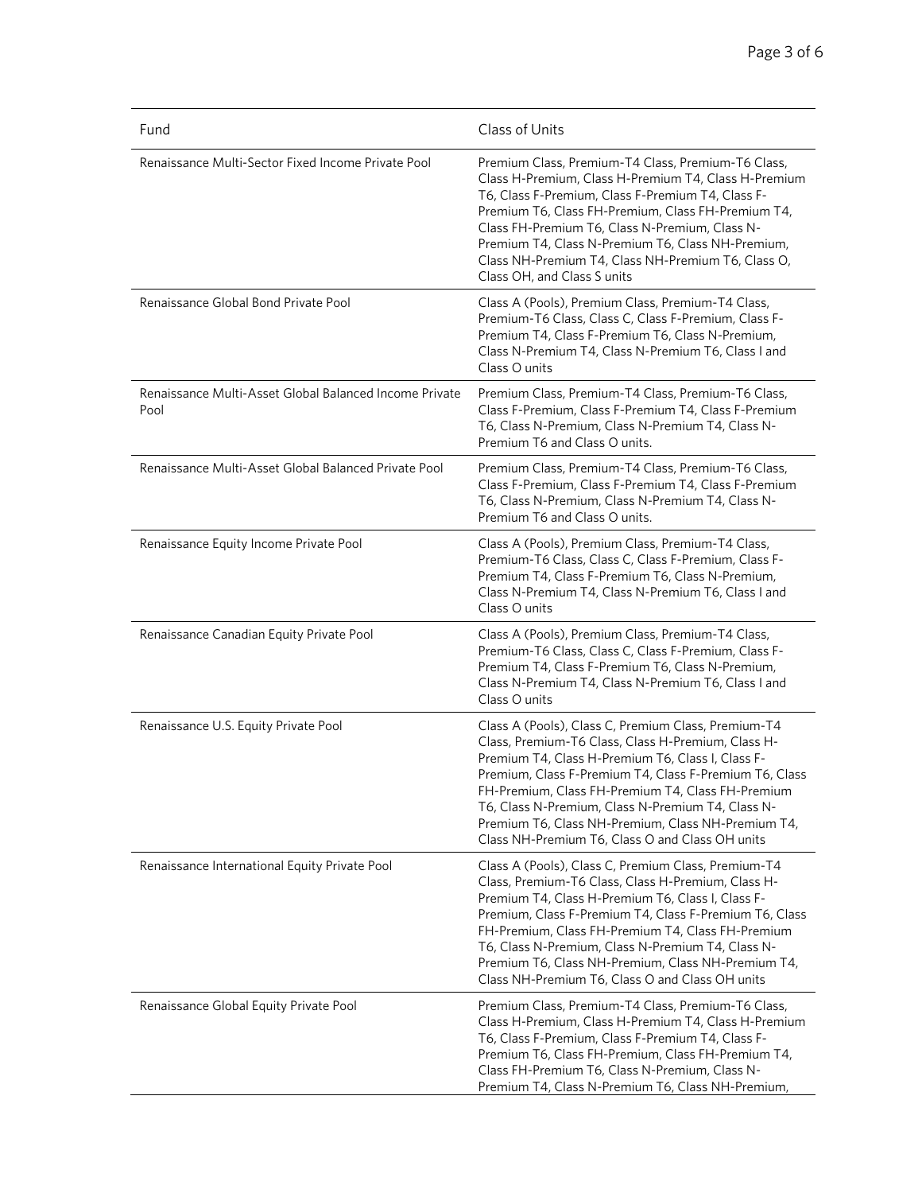| Fund | Class of Units |
| --- | --- |
| Renaissance Multi-Sector Fixed Income Private Pool | Premium Class, Premium-T4 Class, Premium-T6 Class, Class H-Premium, Class H-Premium T4, Class H-Premium T6, Class F-Premium, Class F-Premium T4, Class F-Premium T6, Class FH-Premium, Class FH-Premium T4, Class FH-Premium T6, Class N-Premium, Class N-Premium T4, Class N-Premium T6, Class NH-Premium, Class NH-Premium T4, Class NH-Premium T6, Class O, Class OH, and Class S units |
| Renaissance Global Bond Private Pool | Class A (Pools), Premium Class, Premium-T4 Class, Premium-T6 Class, Class C, Class F-Premium, Class F-Premium T4, Class F-Premium T6, Class N-Premium, Class N-Premium T4, Class N-Premium T6, Class I and Class O units |
| Renaissance Multi-Asset Global Balanced Income Private Pool | Premium Class, Premium-T4 Class, Premium-T6 Class, Class F-Premium, Class F-Premium T4, Class F-Premium T6, Class N-Premium, Class N-Premium T4, Class N-Premium T6 and Class O units. |
| Renaissance Multi-Asset Global Balanced Private Pool | Premium Class, Premium-T4 Class, Premium-T6 Class, Class F-Premium, Class F-Premium T4, Class F-Premium T6, Class N-Premium, Class N-Premium T4, Class N-Premium T6 and Class O units. |
| Renaissance Equity Income Private Pool | Class A (Pools), Premium Class, Premium-T4 Class, Premium-T6 Class, Class C, Class F-Premium, Class F-Premium T4, Class F-Premium T6, Class N-Premium, Class N-Premium T4, Class N-Premium T6, Class I and Class O units |
| Renaissance Canadian Equity Private Pool | Class A (Pools), Premium Class, Premium-T4 Class, Premium-T6 Class, Class C, Class F-Premium, Class F-Premium T4, Class F-Premium T6, Class N-Premium, Class N-Premium T4, Class N-Premium T6, Class I and Class O units |
| Renaissance U.S. Equity Private Pool | Class A (Pools), Class C, Premium Class, Premium-T4 Class, Premium-T6 Class, Class H-Premium, Class H-Premium T4, Class H-Premium T6, Class I, Class F-Premium, Class F-Premium T4, Class F-Premium T6, Class FH-Premium, Class FH-Premium T4, Class FH-Premium T6, Class N-Premium, Class N-Premium T4, Class N-Premium T6, Class NH-Premium, Class NH-Premium T4, Class NH-Premium T6, Class O and Class OH units |
| Renaissance International Equity Private Pool | Class A (Pools), Class C, Premium Class, Premium-T4 Class, Premium-T6 Class, Class H-Premium, Class H-Premium T4, Class H-Premium T6, Class I, Class F-Premium, Class F-Premium T4, Class F-Premium T6, Class FH-Premium, Class FH-Premium T4, Class FH-Premium T6, Class N-Premium, Class N-Premium T4, Class N-Premium T6, Class NH-Premium, Class NH-Premium T4, Class NH-Premium T6, Class O and Class OH units |
| Renaissance Global Equity Private Pool | Premium Class, Premium-T4 Class, Premium-T6 Class, Class H-Premium, Class H-Premium T4, Class H-Premium T6, Class F-Premium, Class F-Premium T4, Class F-Premium T6, Class FH-Premium, Class FH-Premium T4, Class FH-Premium T6, Class N-Premium, Class N-Premium T4, Class N-Premium T6, Class NH-Premium, |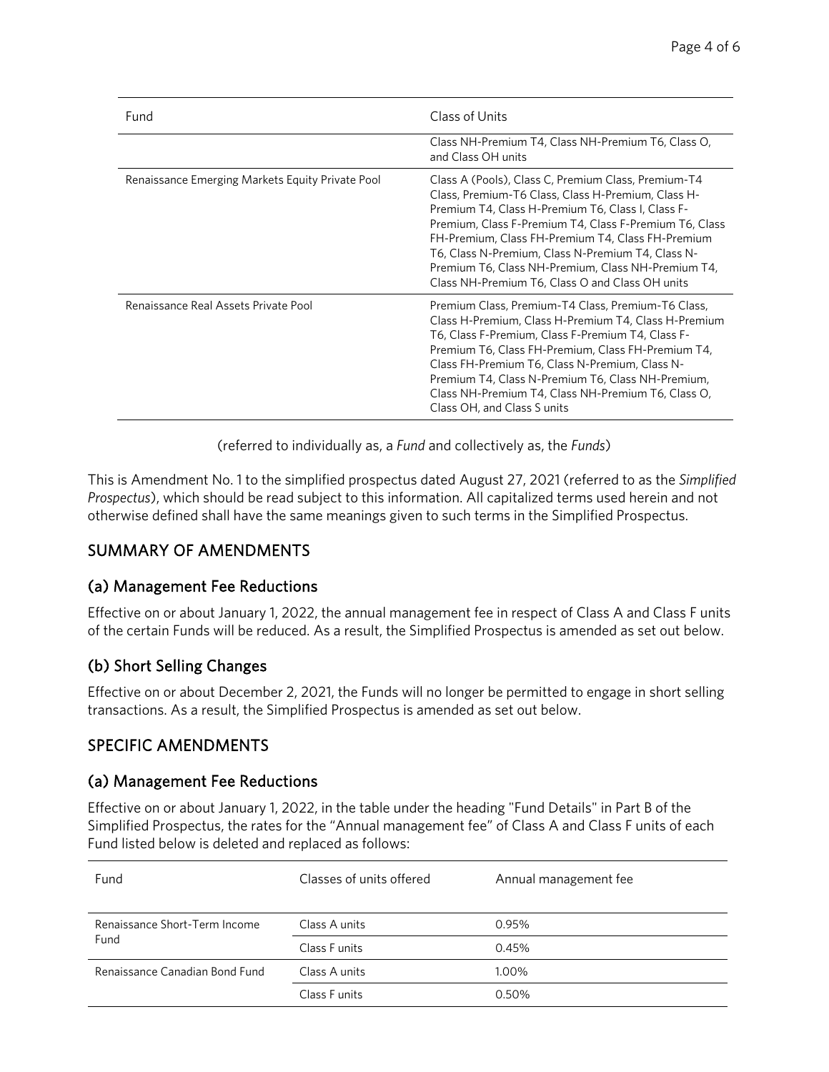| Fund | Class of Units |
|---|---|
| | Class NH-Premium T4, Class NH-Premium T6, Class O, and Class OH units |
| Renaissance Emerging Markets Equity Private Pool | Class A (Pools), Class C, Premium Class, Premium-T4 Class, Premium-T6 Class, Class H-Premium, Class H-Premium T4, Class H-Premium T6, Class I, Class F-Premium, Class F-Premium T4, Class F-Premium T6, Class FH-Premium, Class FH-Premium T4, Class FH-Premium T6, Class N-Premium, Class N-Premium T4, Class N-Premium T6, Class NH-Premium, Class NH-Premium T4, Class NH-Premium T6, Class O and Class OH units |
| Renaissance Real Assets Private Pool | Premium Class, Premium-T4 Class, Premium-T6 Class, Class H-Premium, Class H-Premium T4, Class H-Premium T6, Class F-Premium, Class F-Premium T4, Class F-Premium T6, Class FH-Premium, Class FH-Premium T4, Class FH-Premium T6, Class N-Premium, Class N-Premium T4, Class N-Premium T6, Class NH-Premium, Class NH-Premium T4, Class NH-Premium T6, Class O, Class OH, and Class S units |

(referred to individually as, a *Fund* and collectively as, the *Funds*)

This is Amendment No. 1 to the simplified prospectus dated August 27, 2021 (referred to as the *Simplified Prospectus*), which should be read subject to this information. All capitalized terms used herein and not otherwise defined shall have the same meanings given to such terms in the Simplified Prospectus.

## SUMMARY OF AMENDMENTS

### (a) Management Fee Reductions

Effective on or about January 1, 2022, the annual management fee in respect of Class A and Class F units of the certain Funds will be reduced. As a result, the Simplified Prospectus is amended as set out below.

### (b) Short Selling Changes

Effective on or about December 2, 2021, the Funds will no longer be permitted to engage in short selling transactions. As a result, the Simplified Prospectus is amended as set out below.

## SPECIFIC AMENDMENTS

### (a) Management Fee Reductions

Effective on or about January 1, 2022, in the table under the heading "Fund Details" in Part B of the Simplified Prospectus, the rates for the "Annual management fee" of Class A and Class F units of each Fund listed below is deleted and replaced as follows:

| Fund | Classes of units offered | Annual management fee |
|---|---|---|
| Renaissance Short-Term Income Fund | Class A units | 0.95% |
| | Class F units | 0.45% |
| Renaissance Canadian Bond Fund | Class A units | 1.00% |
| | Class F units | 0.50% |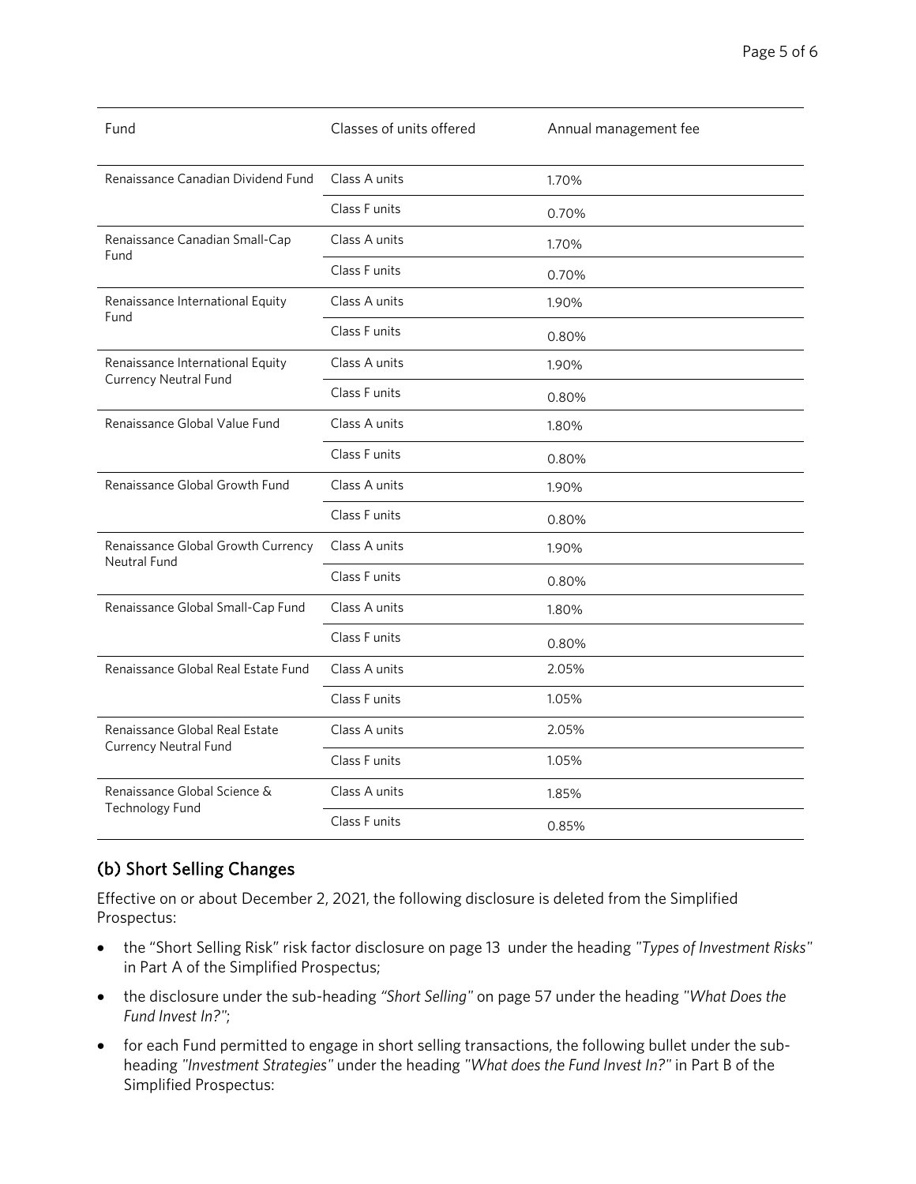| Fund | Classes of units offered | Annual management fee |
|---|---|---|
| Renaissance Canadian Dividend Fund | Class A units | 1.70% |
| | Class F units | 0.70% |
| Renaissance Canadian Small-Cap Fund | Class A units | 1.70% |
| | Class F units | 0.70% |
| Renaissance International Equity Fund | Class A units | 1.90% |
| | Class F units | 0.80% |
| Renaissance International Equity Currency Neutral Fund | Class A units | 1.90% |
| | Class F units | 0.80% |
| Renaissance Global Value Fund | Class A units | 1.80% |
| | Class F units | 0.80% |
| Renaissance Global Growth Fund | Class A units | 1.90% |
| | Class F units | 0.80% |
| Renaissance Global Growth Currency Neutral Fund | Class A units | 1.90% |
| | Class F units | 0.80% |
| Renaissance Global Small-Cap Fund | Class A units | 1.80% |
| | Class F units | 0.80% |
| Renaissance Global Real Estate Fund | Class A units | 2.05% |
| | Class F units | 1.05% |
| Renaissance Global Real Estate Currency Neutral Fund | Class A units | 2.05% |
| | Class F units | 1.05% |
| Renaissance Global Science & Technology Fund | Class A units | 1.85% |
| | Class F units | 0.85% |

## (b) Short Selling Changes

Effective on or about December 2, 2021, the following disclosure is deleted from the Simplified Prospectus:

- the "Short Selling Risk" risk factor disclosure on page 13 under the heading *"Types of Investment Risks"* in Part A of the Simplified Prospectus;
- the disclosure under the sub-heading *"Short Selling"* on page 57 under the heading *"What Does the Fund Invest In?"*;
- for each Fund permitted to engage in short selling transactions, the following bullet under the sub-heading *"Investment Strategies"* under the heading *"What does the Fund Invest In?"* in Part B of the Simplified Prospectus: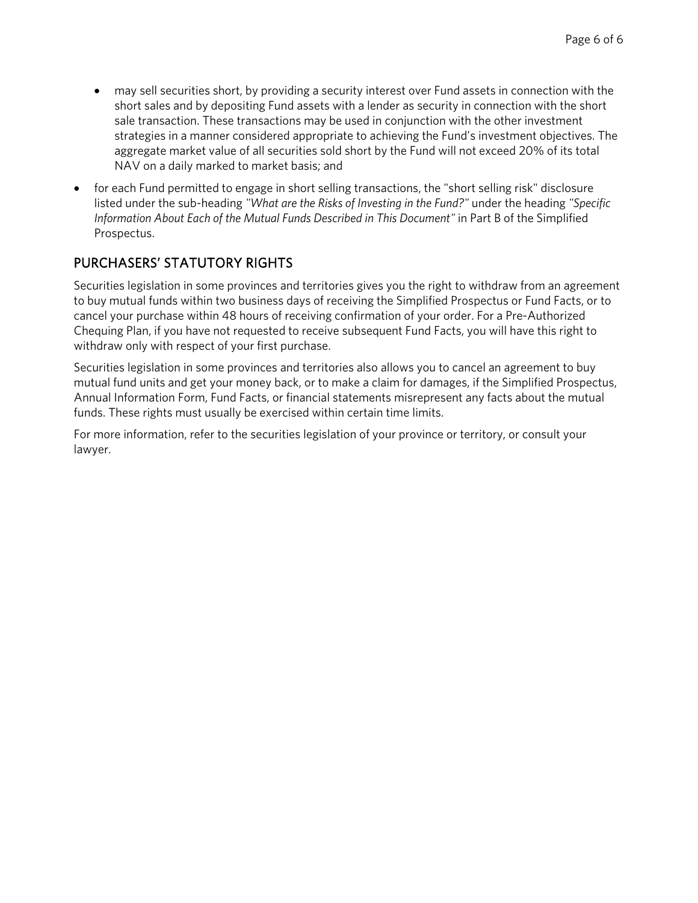- may sell securities short, by providing a security interest over Fund assets in connection with the short sales and by depositing Fund assets with a lender as security in connection with the short sale transaction. These transactions may be used in conjunction with the other investment strategies in a manner considered appropriate to achieving the Fund's investment objectives. The aggregate market value of all securities sold short by the Fund will not exceed 20% of its total NAV on a daily marked to market basis; and

- for each Fund permitted to engage in short selling transactions, the "short selling risk" disclosure listed under the sub-heading *"What are the Risks of Investing in the Fund?"* under the heading *"Specific Information About Each of the Mutual Funds Described in This Document"* in Part B of the Simplified Prospectus.

## PURCHASERS' STATUTORY RIGHTS

Securities legislation in some provinces and territories gives you the right to withdraw from an agreement to buy mutual funds within two business days of receiving the Simplified Prospectus or Fund Facts, or to cancel your purchase within 48 hours of receiving confirmation of your order. For a Pre-Authorized Chequing Plan, if you have not requested to receive subsequent Fund Facts, you will have this right to withdraw only with respect of your first purchase.

Securities legislation in some provinces and territories also allows you to cancel an agreement to buy mutual fund units and get your money back, or to make a claim for damages, if the Simplified Prospectus, Annual Information Form, Fund Facts, or financial statements misrepresent any facts about the mutual funds. These rights must usually be exercised within certain time limits.

For more information, refer to the securities legislation of your province or territory, or consult your lawyer.